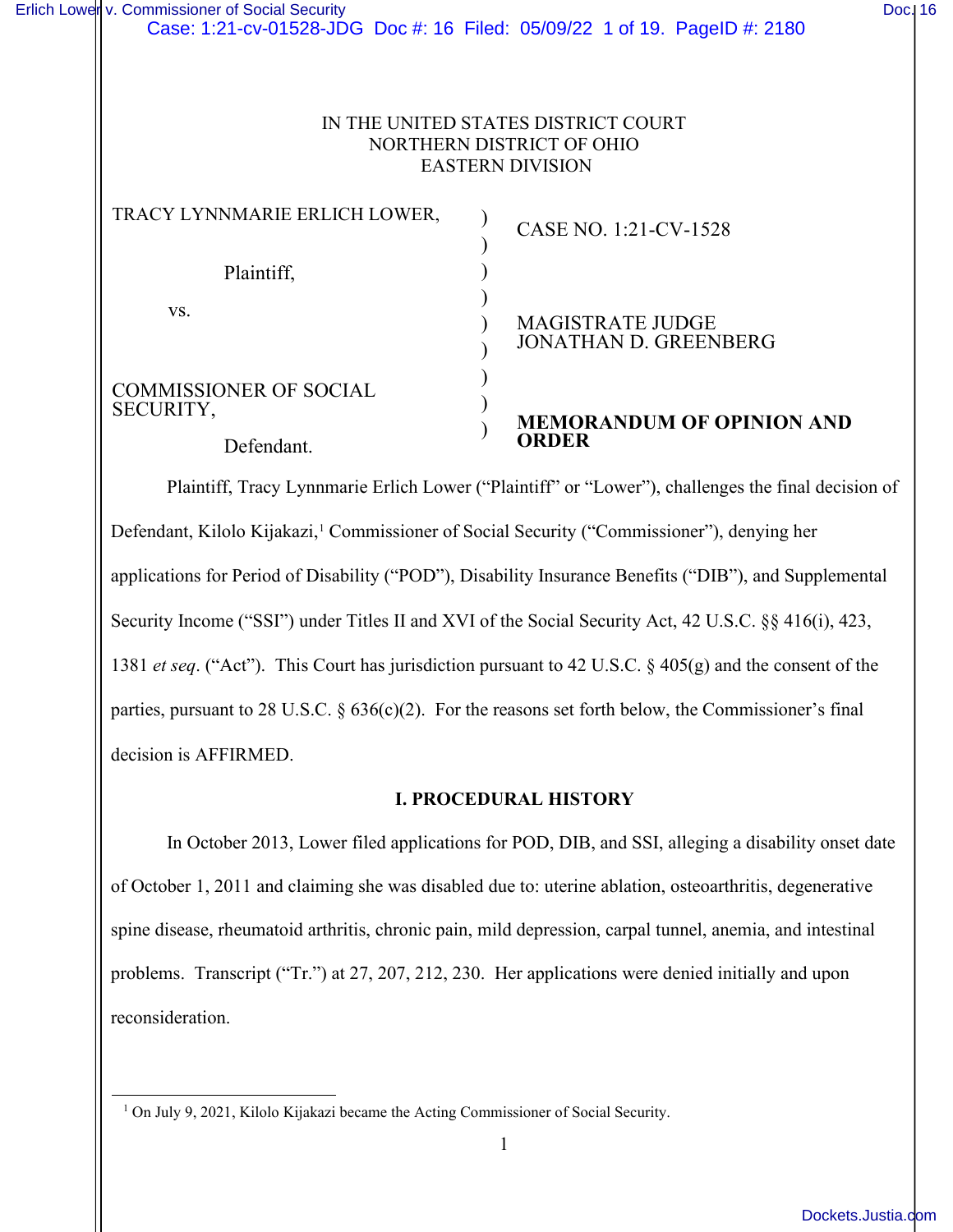IN THE UNITED STATES DISTRICT COURT
NORTHERN DISTRICT OF OHIO
EASTERN DIVISION

| | | |
|---|---|---|
| TRACY LYNNMARIE ERLICH LOWER, | ) | CASE NO. 1:21-CV-1528 |
| Plaintiff, | ) | |
| vs. | ) | MAGISTRATE JUDGE JONATHAN D. GREENBERG |
| COMMISSIONER OF SOCIAL SECURITY, | ) | |
| Defendant. | ) | **MEMORANDUM OF OPINION AND ORDER** |

Plaintiff, Tracy Lynnmarie Erlich Lower ("Plaintiff" or "Lower"), challenges the final decision of Defendant, Kilolo Kijakazi,[1] Commissioner of Social Security ("Commissioner"), denying her applications for Period of Disability ("POD"), Disability Insurance Benefits ("DIB"), and Supplemental Security Income ("SSI") under Titles II and XVI of the Social Security Act, 42 U.S.C. §§ 416(i), 423, 1381 *et seq*. ("Act"). This Court has jurisdiction pursuant to 42 U.S.C. § 405(g) and the consent of the parties, pursuant to 28 U.S.C. § 636(c)(2). For the reasons set forth below, the Commissioner's final decision is AFFIRMED.

## I. PROCEDURAL HISTORY

In October 2013, Lower filed applications for POD, DIB, and SSI, alleging a disability onset date of October 1, 2011 and claiming she was disabled due to: uterine ablation, osteoarthritis, degenerative spine disease, rheumatoid arthritis, chronic pain, mild depression, carpal tunnel, anemia, and intestinal problems. Transcript ("Tr.") at 27, 207, 212, 230. Her applications were denied initially and upon reconsideration.

[1] On July 9, 2021, Kilolo Kijakazi became the Acting Commissioner of Social Security.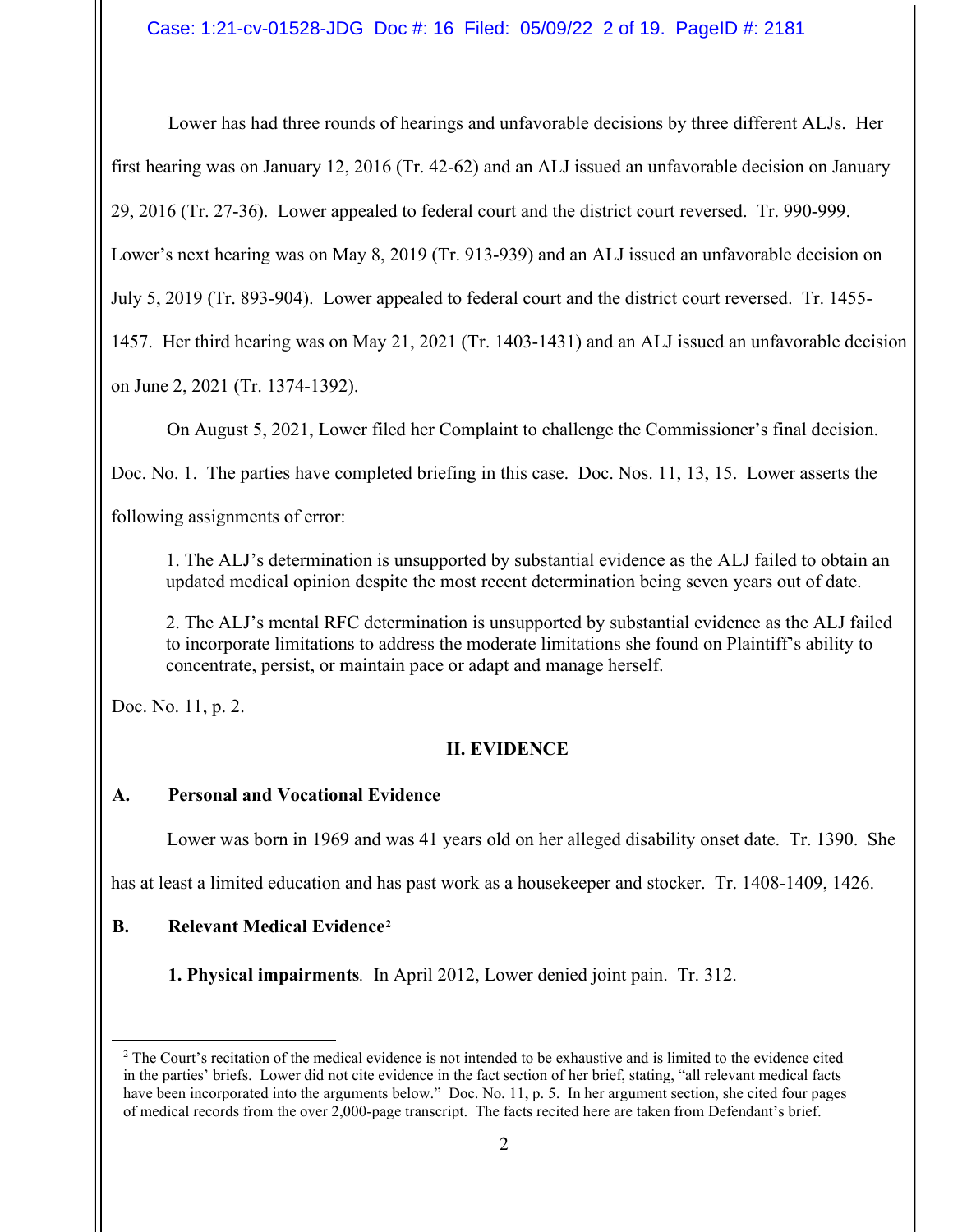Lower has had three rounds of hearings and unfavorable decisions by three different ALJs. Her first hearing was on January 12, 2016 (Tr. 42-62) and an ALJ issued an unfavorable decision on January 29, 2016 (Tr. 27-36). Lower appealed to federal court and the district court reversed. Tr. 990-999. Lower's next hearing was on May 8, 2019 (Tr. 913-939) and an ALJ issued an unfavorable decision on July 5, 2019 (Tr. 893-904). Lower appealed to federal court and the district court reversed. Tr. 1455-1457. Her third hearing was on May 21, 2021 (Tr. 1403-1431) and an ALJ issued an unfavorable decision on June 2, 2021 (Tr. 1374-1392).

On August 5, 2021, Lower filed her Complaint to challenge the Commissioner's final decision. Doc. No. 1. The parties have completed briefing in this case. Doc. Nos. 11, 13, 15. Lower asserts the following assignments of error:

> 1. The ALJ's determination is unsupported by substantial evidence as the ALJ failed to obtain an updated medical opinion despite the most recent determination being seven years out of date.
>
> 2. The ALJ's mental RFC determination is unsupported by substantial evidence as the ALJ failed to incorporate limitations to address the moderate limitations she found on Plaintiff's ability to concentrate, persist, or maintain pace or adapt and manage herself.

Doc. No. 11, p. 2.

## II. EVIDENCE

### A. Personal and Vocational Evidence

Lower was born in 1969 and was 41 years old on her alleged disability onset date. Tr. 1390. She has at least a limited education and has past work as a housekeeper and stocker. Tr. 1408-1409, 1426.

### B. Relevant Medical Evidence[2]

**1. Physical impairments***.* In April 2012, Lower denied joint pain. Tr. 312.

---

[2] The Court's recitation of the medical evidence is not intended to be exhaustive and is limited to the evidence cited in the parties' briefs. Lower did not cite evidence in the fact section of her brief, stating, "all relevant medical facts have been incorporated into the arguments below." Doc. No. 11, p. 5. In her argument section, she cited four pages of medical records from the over 2,000-page transcript. The facts recited here are taken from Defendant's brief.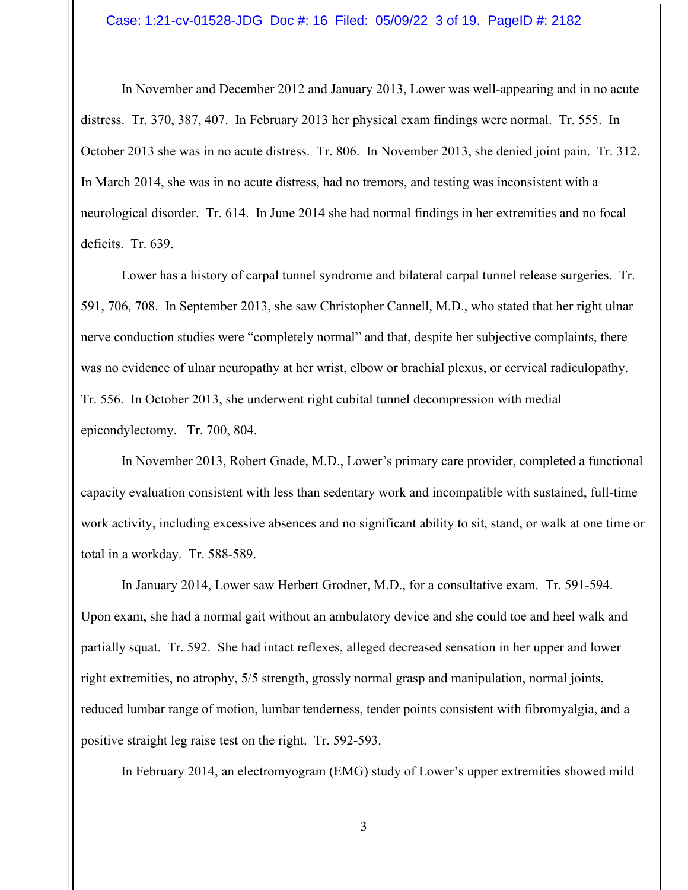In November and December 2012 and January 2013, Lower was well-appearing and in no acute distress. Tr. 370, 387, 407. In February 2013 her physical exam findings were normal. Tr. 555. In October 2013 she was in no acute distress. Tr. 806. In November 2013, she denied joint pain. Tr. 312. In March 2014, she was in no acute distress, had no tremors, and testing was inconsistent with a neurological disorder. Tr. 614. In June 2014 she had normal findings in her extremities and no focal deficits. Tr. 639.

Lower has a history of carpal tunnel syndrome and bilateral carpal tunnel release surgeries. Tr. 591, 706, 708. In September 2013, she saw Christopher Cannell, M.D., who stated that her right ulnar nerve conduction studies were "completely normal" and that, despite her subjective complaints, there was no evidence of ulnar neuropathy at her wrist, elbow or brachial plexus, or cervical radiculopathy. Tr. 556. In October 2013, she underwent right cubital tunnel decompression with medial epicondylectomy. Tr. 700, 804.

In November 2013, Robert Gnade, M.D., Lower's primary care provider, completed a functional capacity evaluation consistent with less than sedentary work and incompatible with sustained, full-time work activity, including excessive absences and no significant ability to sit, stand, or walk at one time or total in a workday. Tr. 588-589.

In January 2014, Lower saw Herbert Grodner, M.D., for a consultative exam. Tr. 591-594. Upon exam, she had a normal gait without an ambulatory device and she could toe and heel walk and partially squat. Tr. 592. She had intact reflexes, alleged decreased sensation in her upper and lower right extremities, no atrophy, 5/5 strength, grossly normal grasp and manipulation, normal joints, reduced lumbar range of motion, lumbar tenderness, tender points consistent with fibromyalgia, and a positive straight leg raise test on the right. Tr. 592-593.

In February 2014, an electromyogram (EMG) study of Lower's upper extremities showed mild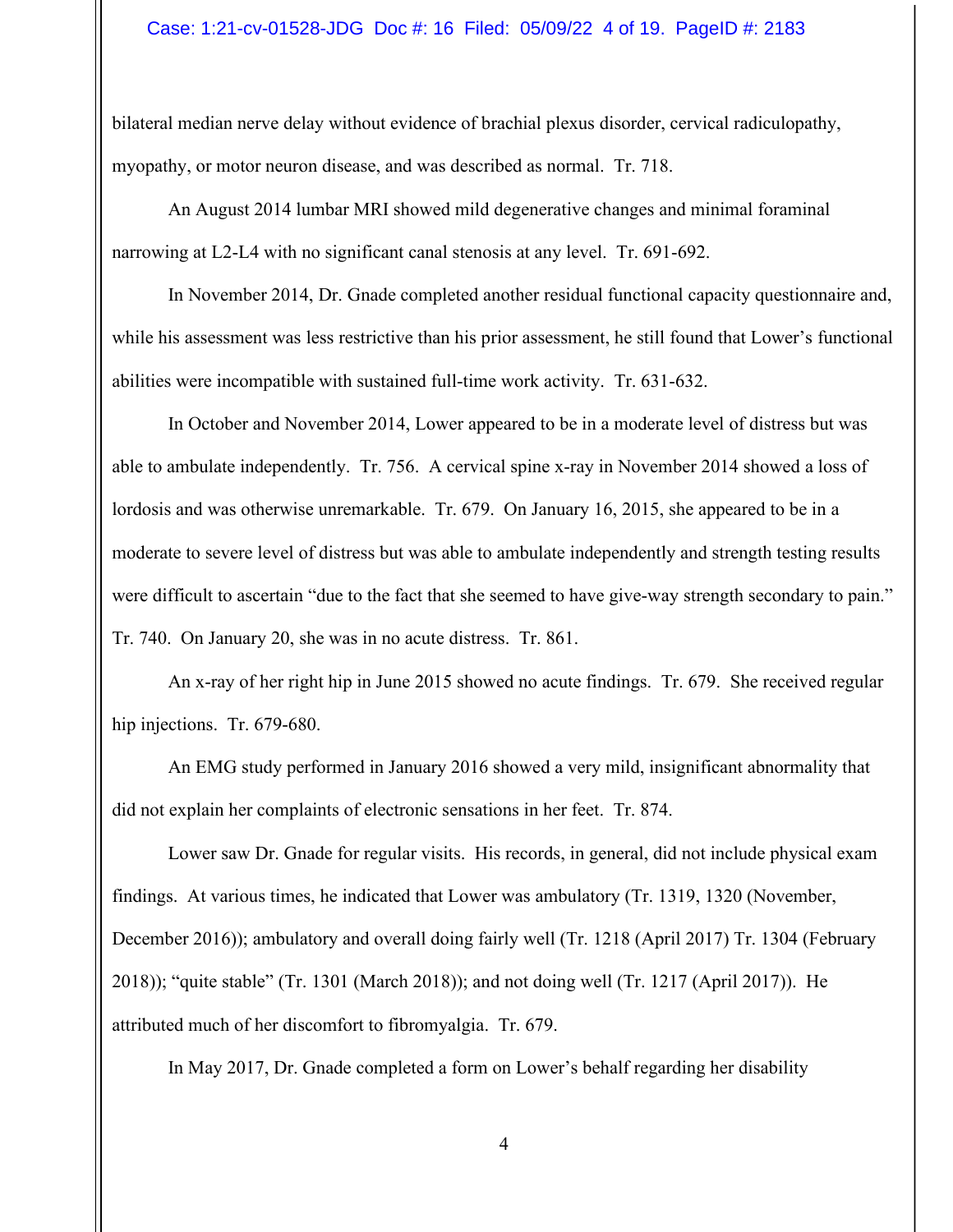bilateral median nerve delay without evidence of brachial plexus disorder, cervical radiculopathy, myopathy, or motor neuron disease, and was described as normal. Tr. 718.

An August 2014 lumbar MRI showed mild degenerative changes and minimal foraminal narrowing at L2-L4 with no significant canal stenosis at any level. Tr. 691-692.

In November 2014, Dr. Gnade completed another residual functional capacity questionnaire and, while his assessment was less restrictive than his prior assessment, he still found that Lower's functional abilities were incompatible with sustained full-time work activity. Tr. 631-632.

In October and November 2014, Lower appeared to be in a moderate level of distress but was able to ambulate independently. Tr. 756. A cervical spine x-ray in November 2014 showed a loss of lordosis and was otherwise unremarkable. Tr. 679. On January 16, 2015, she appeared to be in a moderate to severe level of distress but was able to ambulate independently and strength testing results were difficult to ascertain "due to the fact that she seemed to have give-way strength secondary to pain." Tr. 740. On January 20, she was in no acute distress. Tr. 861.

An x-ray of her right hip in June 2015 showed no acute findings. Tr. 679. She received regular hip injections. Tr. 679-680.

An EMG study performed in January 2016 showed a very mild, insignificant abnormality that did not explain her complaints of electronic sensations in her feet. Tr. 874.

Lower saw Dr. Gnade for regular visits. His records, in general, did not include physical exam findings. At various times, he indicated that Lower was ambulatory (Tr. 1319, 1320 (November, December 2016)); ambulatory and overall doing fairly well (Tr. 1218 (April 2017) Tr. 1304 (February 2018)); "quite stable" (Tr. 1301 (March 2018)); and not doing well (Tr. 1217 (April 2017)). He attributed much of her discomfort to fibromyalgia. Tr. 679.

In May 2017, Dr. Gnade completed a form on Lower's behalf regarding her disability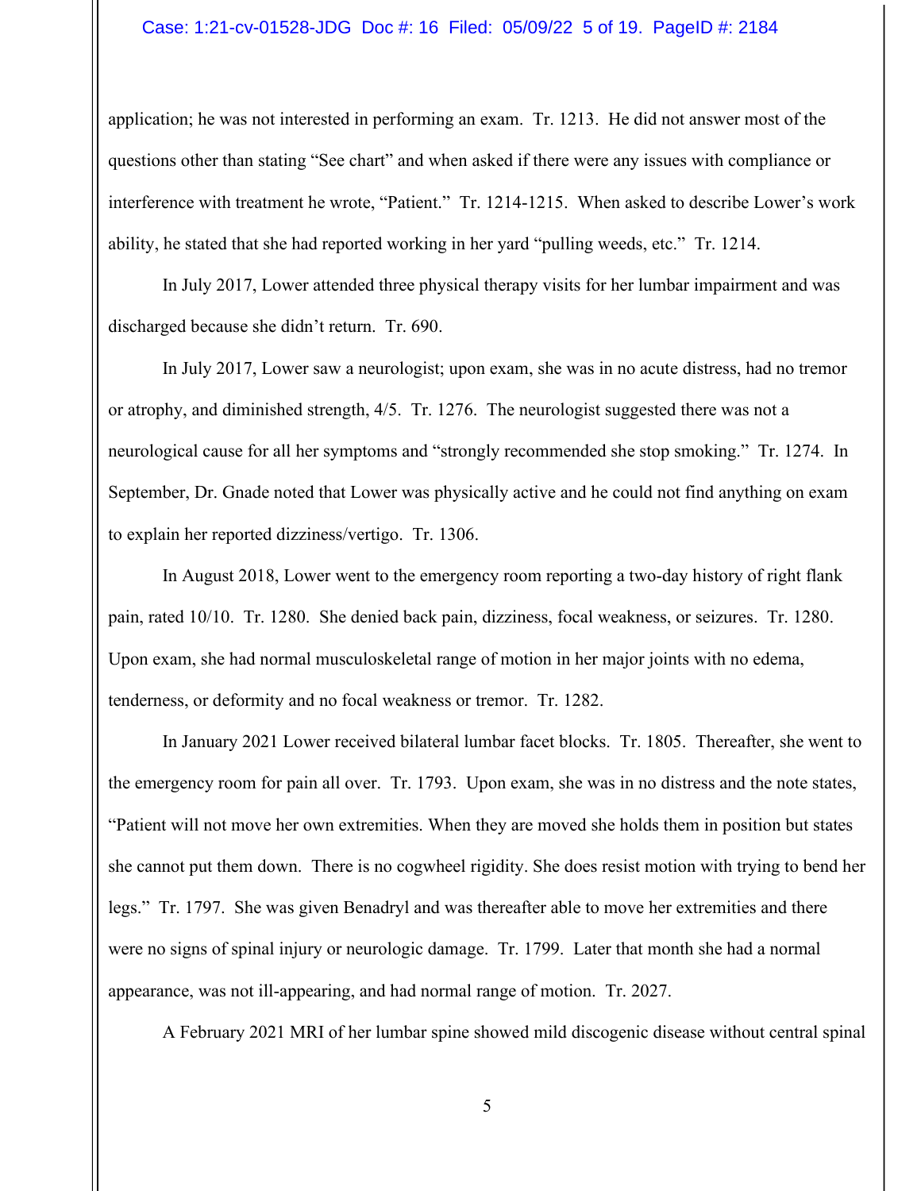application; he was not interested in performing an exam. Tr. 1213. He did not answer most of the questions other than stating "See chart" and when asked if there were any issues with compliance or interference with treatment he wrote, "Patient." Tr. 1214-1215. When asked to describe Lower's work ability, he stated that she had reported working in her yard "pulling weeds, etc." Tr. 1214.

In July 2017, Lower attended three physical therapy visits for her lumbar impairment and was discharged because she didn't return. Tr. 690.

In July 2017, Lower saw a neurologist; upon exam, she was in no acute distress, had no tremor or atrophy, and diminished strength, 4/5. Tr. 1276. The neurologist suggested there was not a neurological cause for all her symptoms and "strongly recommended she stop smoking." Tr. 1274. In September, Dr. Gnade noted that Lower was physically active and he could not find anything on exam to explain her reported dizziness/vertigo. Tr. 1306.

In August 2018, Lower went to the emergency room reporting a two-day history of right flank pain, rated 10/10. Tr. 1280. She denied back pain, dizziness, focal weakness, or seizures. Tr. 1280. Upon exam, she had normal musculoskeletal range of motion in her major joints with no edema, tenderness, or deformity and no focal weakness or tremor. Tr. 1282.

In January 2021 Lower received bilateral lumbar facet blocks. Tr. 1805. Thereafter, she went to the emergency room for pain all over. Tr. 1793. Upon exam, she was in no distress and the note states, "Patient will not move her own extremities. When they are moved she holds them in position but states she cannot put them down. There is no cogwheel rigidity. She does resist motion with trying to bend her legs." Tr. 1797. She was given Benadryl and was thereafter able to move her extremities and there were no signs of spinal injury or neurologic damage. Tr. 1799. Later that month she had a normal appearance, was not ill-appearing, and had normal range of motion. Tr. 2027.

A February 2021 MRI of her lumbar spine showed mild discogenic disease without central spinal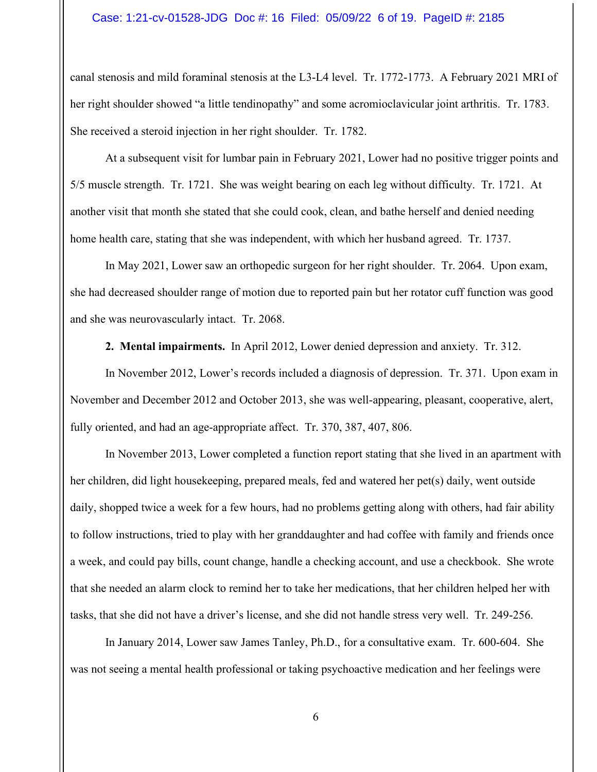canal stenosis and mild foraminal stenosis at the L3-L4 level. Tr. 1772-1773. A February 2021 MRI of her right shoulder showed "a little tendinopathy" and some acromioclavicular joint arthritis. Tr. 1783. She received a steroid injection in her right shoulder. Tr. 1782.

At a subsequent visit for lumbar pain in February 2021, Lower had no positive trigger points and 5/5 muscle strength. Tr. 1721. She was weight bearing on each leg without difficulty. Tr. 1721. At another visit that month she stated that she could cook, clean, and bathe herself and denied needing home health care, stating that she was independent, with which her husband agreed. Tr. 1737.

In May 2021, Lower saw an orthopedic surgeon for her right shoulder. Tr. 2064. Upon exam, she had decreased shoulder range of motion due to reported pain but her rotator cuff function was good and she was neurovascularly intact. Tr. 2068.

**2. Mental impairments.** In April 2012, Lower denied depression and anxiety. Tr. 312.

In November 2012, Lower's records included a diagnosis of depression. Tr. 371. Upon exam in November and December 2012 and October 2013, she was well-appearing, pleasant, cooperative, alert, fully oriented, and had an age-appropriate affect. Tr. 370, 387, 407, 806.

In November 2013, Lower completed a function report stating that she lived in an apartment with her children, did light housekeeping, prepared meals, fed and watered her pet(s) daily, went outside daily, shopped twice a week for a few hours, had no problems getting along with others, had fair ability to follow instructions, tried to play with her granddaughter and had coffee with family and friends once a week, and could pay bills, count change, handle a checking account, and use a checkbook. She wrote that she needed an alarm clock to remind her to take her medications, that her children helped her with tasks, that she did not have a driver's license, and she did not handle stress very well. Tr. 249-256.

In January 2014, Lower saw James Tanley, Ph.D., for a consultative exam. Tr. 600-604. She was not seeing a mental health professional or taking psychoactive medication and her feelings were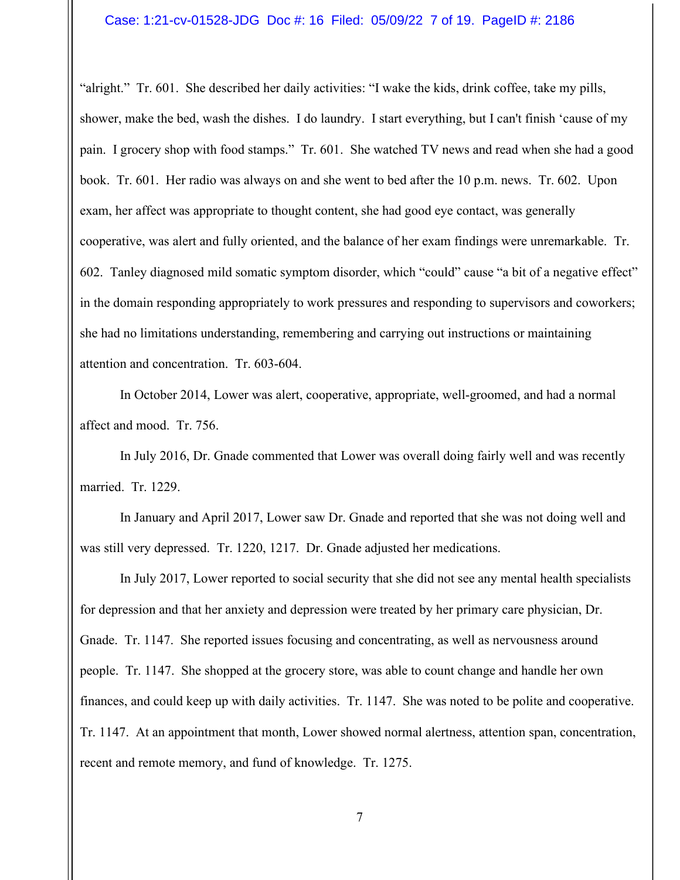"alright." Tr. 601. She described her daily activities: "I wake the kids, drink coffee, take my pills, shower, make the bed, wash the dishes. I do laundry. I start everything, but I can't finish 'cause of my pain. I grocery shop with food stamps." Tr. 601. She watched TV news and read when she had a good book. Tr. 601. Her radio was always on and she went to bed after the 10 p.m. news. Tr. 602. Upon exam, her affect was appropriate to thought content, she had good eye contact, was generally cooperative, was alert and fully oriented, and the balance of her exam findings were unremarkable. Tr. 602. Tanley diagnosed mild somatic symptom disorder, which "could" cause "a bit of a negative effect" in the domain responding appropriately to work pressures and responding to supervisors and coworkers; she had no limitations understanding, remembering and carrying out instructions or maintaining attention and concentration. Tr. 603-604.

In October 2014, Lower was alert, cooperative, appropriate, well-groomed, and had a normal affect and mood. Tr. 756.

In July 2016, Dr. Gnade commented that Lower was overall doing fairly well and was recently married. Tr. 1229.

In January and April 2017, Lower saw Dr. Gnade and reported that she was not doing well and was still very depressed. Tr. 1220, 1217. Dr. Gnade adjusted her medications.

In July 2017, Lower reported to social security that she did not see any mental health specialists for depression and that her anxiety and depression were treated by her primary care physician, Dr. Gnade. Tr. 1147. She reported issues focusing and concentrating, as well as nervousness around people. Tr. 1147. She shopped at the grocery store, was able to count change and handle her own finances, and could keep up with daily activities. Tr. 1147. She was noted to be polite and cooperative. Tr. 1147. At an appointment that month, Lower showed normal alertness, attention span, concentration, recent and remote memory, and fund of knowledge. Tr. 1275.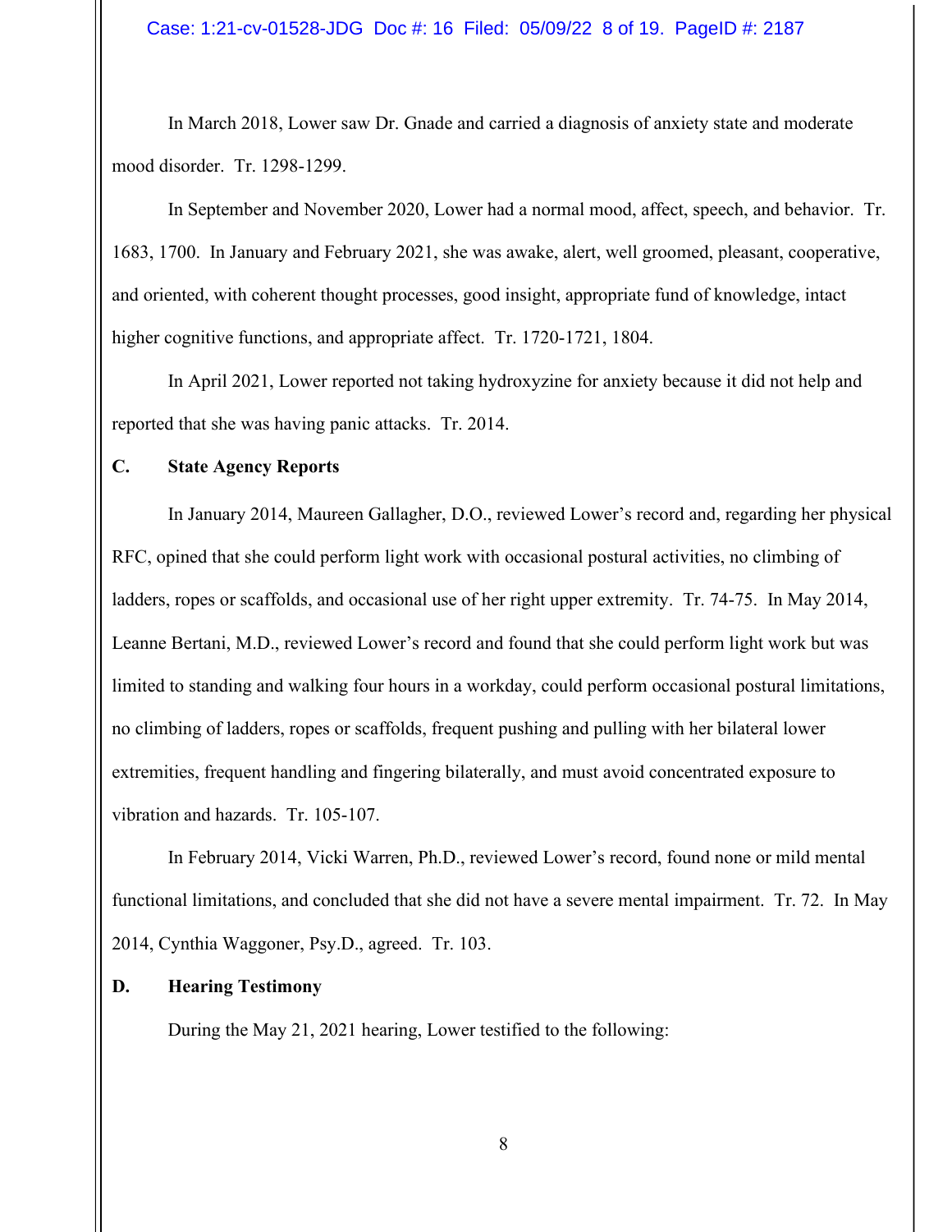In March 2018, Lower saw Dr. Gnade and carried a diagnosis of anxiety state and moderate mood disorder. Tr. 1298-1299.

In September and November 2020, Lower had a normal mood, affect, speech, and behavior. Tr. 1683, 1700. In January and February 2021, she was awake, alert, well groomed, pleasant, cooperative, and oriented, with coherent thought processes, good insight, appropriate fund of knowledge, intact higher cognitive functions, and appropriate affect. Tr. 1720-1721, 1804.

In April 2021, Lower reported not taking hydroxyzine for anxiety because it did not help and reported that she was having panic attacks. Tr. 2014.

**C. State Agency Reports**

In January 2014, Maureen Gallagher, D.O., reviewed Lower's record and, regarding her physical RFC, opined that she could perform light work with occasional postural activities, no climbing of ladders, ropes or scaffolds, and occasional use of her right upper extremity. Tr. 74-75. In May 2014, Leanne Bertani, M.D., reviewed Lower's record and found that she could perform light work but was limited to standing and walking four hours in a workday, could perform occasional postural limitations, no climbing of ladders, ropes or scaffolds, frequent pushing and pulling with her bilateral lower extremities, frequent handling and fingering bilaterally, and must avoid concentrated exposure to vibration and hazards. Tr. 105-107.

In February 2014, Vicki Warren, Ph.D., reviewed Lower's record, found none or mild mental functional limitations, and concluded that she did not have a severe mental impairment. Tr. 72. In May 2014, Cynthia Waggoner, Psy.D., agreed. Tr. 103.

**D. Hearing Testimony**

During the May 21, 2021 hearing, Lower testified to the following: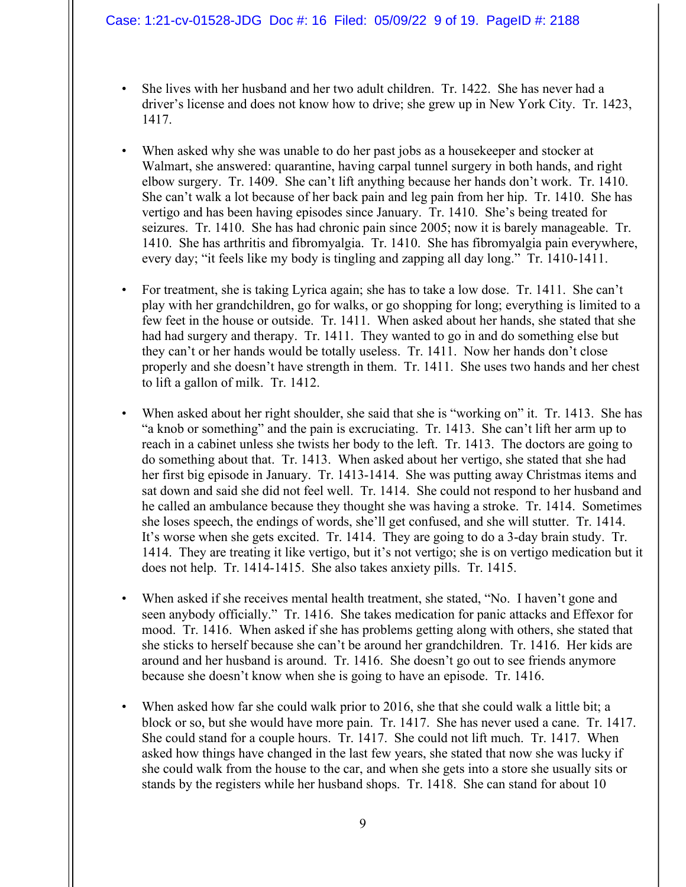- She lives with her husband and her two adult children. Tr. 1422. She has never had a driver's license and does not know how to drive; she grew up in New York City. Tr. 1423, 1417.

- When asked why she was unable to do her past jobs as a housekeeper and stocker at Walmart, she answered: quarantine, having carpal tunnel surgery in both hands, and right elbow surgery. Tr. 1409. She can't lift anything because her hands don't work. Tr. 1410. She can't walk a lot because of her back pain and leg pain from her hip. Tr. 1410. She has vertigo and has been having episodes since January. Tr. 1410. She's being treated for seizures. Tr. 1410. She has had chronic pain since 2005; now it is barely manageable. Tr. 1410. She has arthritis and fibromyalgia. Tr. 1410. She has fibromyalgia pain everywhere, every day; "it feels like my body is tingling and zapping all day long." Tr. 1410-1411.

- For treatment, she is taking Lyrica again; she has to take a low dose. Tr. 1411. She can't play with her grandchildren, go for walks, or go shopping for long; everything is limited to a few feet in the house or outside. Tr. 1411. When asked about her hands, she stated that she had had surgery and therapy. Tr. 1411. They wanted to go in and do something else but they can't or her hands would be totally useless. Tr. 1411. Now her hands don't close properly and she doesn't have strength in them. Tr. 1411. She uses two hands and her chest to lift a gallon of milk. Tr. 1412.

- When asked about her right shoulder, she said that she is "working on" it. Tr. 1413. She has "a knob or something" and the pain is excruciating. Tr. 1413. She can't lift her arm up to reach in a cabinet unless she twists her body to the left. Tr. 1413. The doctors are going to do something about that. Tr. 1413. When asked about her vertigo, she stated that she had her first big episode in January. Tr. 1413-1414. She was putting away Christmas items and sat down and said she did not feel well. Tr. 1414. She could not respond to her husband and he called an ambulance because they thought she was having a stroke. Tr. 1414. Sometimes she loses speech, the endings of words, she'll get confused, and she will stutter. Tr. 1414. It's worse when she gets excited. Tr. 1414. They are going to do a 3-day brain study. Tr. 1414. They are treating it like vertigo, but it's not vertigo; she is on vertigo medication but it does not help. Tr. 1414-1415. She also takes anxiety pills. Tr. 1415.

- When asked if she receives mental health treatment, she stated, "No. I haven't gone and seen anybody officially." Tr. 1416. She takes medication for panic attacks and Effexor for mood. Tr. 1416. When asked if she has problems getting along with others, she stated that she sticks to herself because she can't be around her grandchildren. Tr. 1416. Her kids are around and her husband is around. Tr. 1416. She doesn't go out to see friends anymore because she doesn't know when she is going to have an episode. Tr. 1416.

- When asked how far she could walk prior to 2016, she that she could walk a little bit; a block or so, but she would have more pain. Tr. 1417. She has never used a cane. Tr. 1417. She could stand for a couple hours. Tr. 1417. She could not lift much. Tr. 1417. When asked how things have changed in the last few years, she stated that now she was lucky if she could walk from the house to the car, and when she gets into a store she usually sits or stands by the registers while her husband shops. Tr. 1418. She can stand for about 10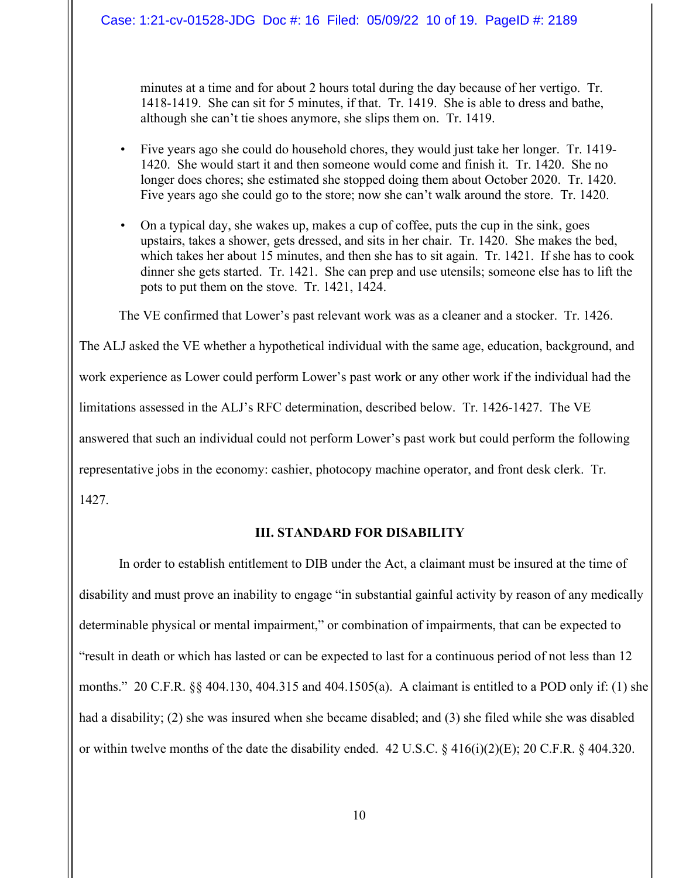minutes at a time and for about 2 hours total during the day because of her vertigo. Tr. 1418-1419. She can sit for 5 minutes, if that. Tr. 1419. She is able to dress and bathe, although she can't tie shoes anymore, she slips them on. Tr. 1419.

- Five years ago she could do household chores, they would just take her longer. Tr. 1419-1420. She would start it and then someone would come and finish it. Tr. 1420. She no longer does chores; she estimated she stopped doing them about October 2020. Tr. 1420. Five years ago she could go to the store; now she can't walk around the store. Tr. 1420.

- On a typical day, she wakes up, makes a cup of coffee, puts the cup in the sink, goes upstairs, takes a shower, gets dressed, and sits in her chair. Tr. 1420. She makes the bed, which takes her about 15 minutes, and then she has to sit again. Tr. 1421. If she has to cook dinner she gets started. Tr. 1421. She can prep and use utensils; someone else has to lift the pots to put them on the stove. Tr. 1421, 1424.

The VE confirmed that Lower's past relevant work was as a cleaner and a stocker. Tr. 1426. The ALJ asked the VE whether a hypothetical individual with the same age, education, background, and work experience as Lower could perform Lower's past work or any other work if the individual had the limitations assessed in the ALJ's RFC determination, described below. Tr. 1426-1427. The VE answered that such an individual could not perform Lower's past work but could perform the following representative jobs in the economy: cashier, photocopy machine operator, and front desk clerk. Tr. 1427.

### III. STANDARD FOR DISABILITY

In order to establish entitlement to DIB under the Act, a claimant must be insured at the time of disability and must prove an inability to engage "in substantial gainful activity by reason of any medically determinable physical or mental impairment," or combination of impairments, that can be expected to "result in death or which has lasted or can be expected to last for a continuous period of not less than 12 months." 20 C.F.R. §§ 404.130, 404.315 and 404.1505(a). A claimant is entitled to a POD only if: (1) she had a disability; (2) she was insured when she became disabled; and (3) she filed while she was disabled or within twelve months of the date the disability ended. 42 U.S.C. § 416(i)(2)(E); 20 C.F.R. § 404.320.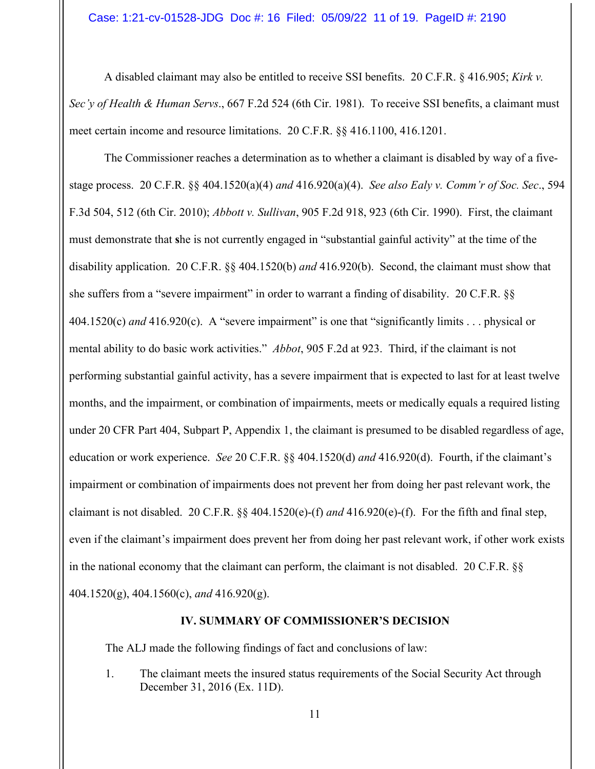A disabled claimant may also be entitled to receive SSI benefits. 20 C.F.R. § 416.905; *Kirk v. Sec'y of Health & Human Servs*., 667 F.2d 524 (6th Cir. 1981). To receive SSI benefits, a claimant must meet certain income and resource limitations. 20 C.F.R. §§ 416.1100, 416.1201.

The Commissioner reaches a determination as to whether a claimant is disabled by way of a five-stage process. 20 C.F.R. §§ 404.1520(a)(4) *and* 416.920(a)(4). *See also Ealy v. Comm'r of Soc. Sec*., 594 F.3d 504, 512 (6th Cir. 2010); *Abbott v. Sullivan*, 905 F.2d 918, 923 (6th Cir. 1990). First, the claimant must demonstrate that **s**he is not currently engaged in "substantial gainful activity" at the time of the disability application. 20 C.F.R. §§ 404.1520(b) *and* 416.920(b). Second, the claimant must show that she suffers from a "severe impairment" in order to warrant a finding of disability. 20 C.F.R. §§ 404.1520(c) *and* 416.920(c). A "severe impairment" is one that "significantly limits . . . physical or mental ability to do basic work activities." *Abbot*, 905 F.2d at 923. Third, if the claimant is not performing substantial gainful activity, has a severe impairment that is expected to last for at least twelve months, and the impairment, or combination of impairments, meets or medically equals a required listing under 20 CFR Part 404, Subpart P, Appendix 1, the claimant is presumed to be disabled regardless of age, education or work experience. *See* 20 C.F.R. §§ 404.1520(d) *and* 416.920(d). Fourth, if the claimant's impairment or combination of impairments does not prevent her from doing her past relevant work, the claimant is not disabled. 20 C.F.R. §§ 404.1520(e)-(f) *and* 416.920(e)-(f). For the fifth and final step, even if the claimant's impairment does prevent her from doing her past relevant work, if other work exists in the national economy that the claimant can perform, the claimant is not disabled. 20 C.F.R. §§ 404.1520(g), 404.1560(c), *and* 416.920(g).

## IV. SUMMARY OF COMMISSIONER'S DECISION

The ALJ made the following findings of fact and conclusions of law:

1. The claimant meets the insured status requirements of the Social Security Act through December 31, 2016 (Ex. 11D).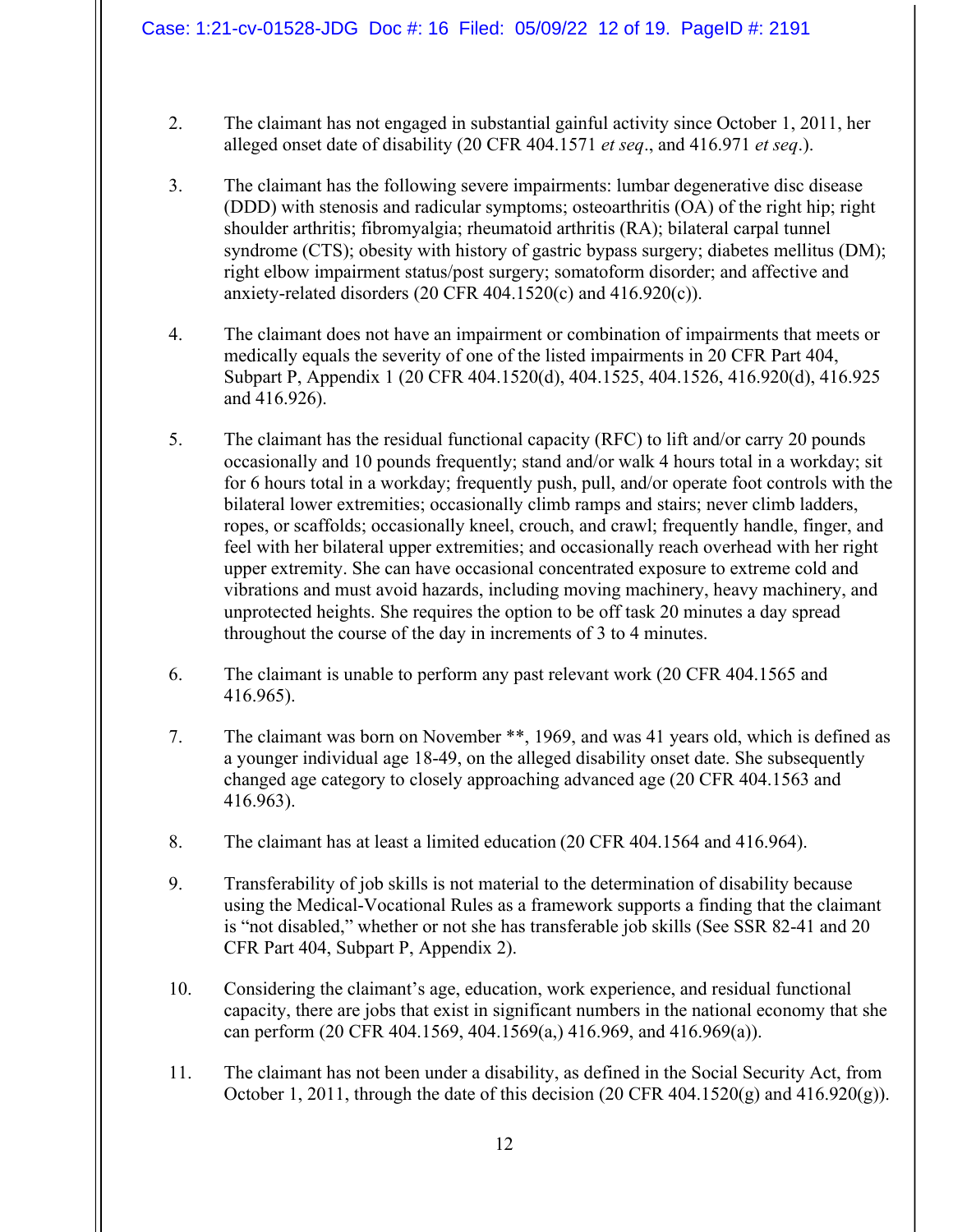2. The claimant has not engaged in substantial gainful activity since October 1, 2011, her alleged onset date of disability (20 CFR 404.1571 *et seq*., and 416.971 *et seq*.).

3. The claimant has the following severe impairments: lumbar degenerative disc disease (DDD) with stenosis and radicular symptoms; osteoarthritis (OA) of the right hip; right shoulder arthritis; fibromyalgia; rheumatoid arthritis (RA); bilateral carpal tunnel syndrome (CTS); obesity with history of gastric bypass surgery; diabetes mellitus (DM); right elbow impairment status/post surgery; somatoform disorder; and affective and anxiety-related disorders (20 CFR 404.1520(c) and 416.920(c)).

4. The claimant does not have an impairment or combination of impairments that meets or medically equals the severity of one of the listed impairments in 20 CFR Part 404, Subpart P, Appendix 1 (20 CFR 404.1520(d), 404.1525, 404.1526, 416.920(d), 416.925 and 416.926).

5. The claimant has the residual functional capacity (RFC) to lift and/or carry 20 pounds occasionally and 10 pounds frequently; stand and/or walk 4 hours total in a workday; sit for 6 hours total in a workday; frequently push, pull, and/or operate foot controls with the bilateral lower extremities; occasionally climb ramps and stairs; never climb ladders, ropes, or scaffolds; occasionally kneel, crouch, and crawl; frequently handle, finger, and feel with her bilateral upper extremities; and occasionally reach overhead with her right upper extremity. She can have occasional concentrated exposure to extreme cold and vibrations and must avoid hazards, including moving machinery, heavy machinery, and unprotected heights. She requires the option to be off task 20 minutes a day spread throughout the course of the day in increments of 3 to 4 minutes.

6. The claimant is unable to perform any past relevant work (20 CFR 404.1565 and 416.965).

7. The claimant was born on November **, 1969, and was 41 years old, which is defined as a younger individual age 18-49, on the alleged disability onset date. She subsequently changed age category to closely approaching advanced age (20 CFR 404.1563 and 416.963).

8. The claimant has at least a limited education (20 CFR 404.1564 and 416.964).

9. Transferability of job skills is not material to the determination of disability because using the Medical-Vocational Rules as a framework supports a finding that the claimant is "not disabled," whether or not she has transferable job skills (See SSR 82-41 and 20 CFR Part 404, Subpart P, Appendix 2).

10. Considering the claimant's age, education, work experience, and residual functional capacity, there are jobs that exist in significant numbers in the national economy that she can perform (20 CFR 404.1569, 404.1569(a,) 416.969, and 416.969(a)).

11. The claimant has not been under a disability, as defined in the Social Security Act, from October 1, 2011, through the date of this decision (20 CFR 404.1520(g) and 416.920(g)).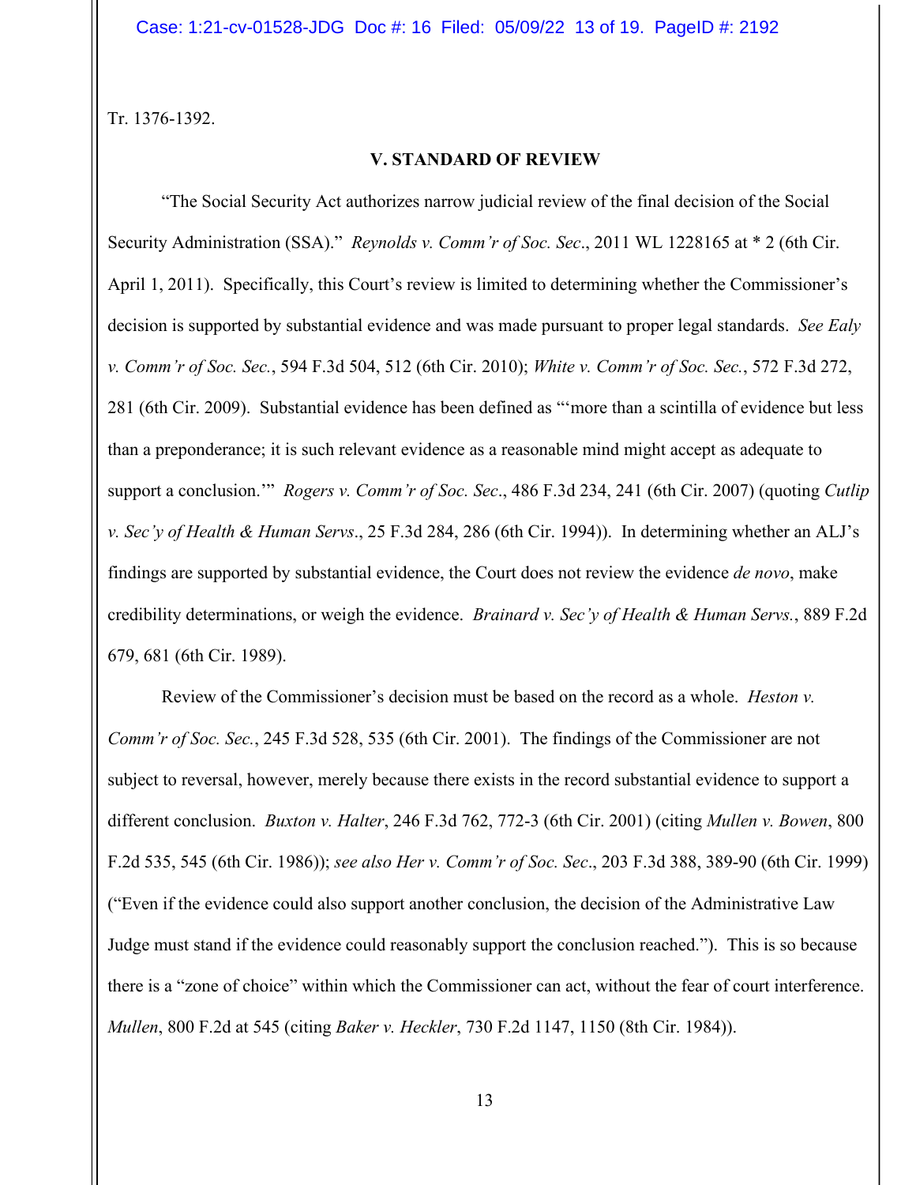Tr. 1376-1392.

## V. STANDARD OF REVIEW

"The Social Security Act authorizes narrow judicial review of the final decision of the Social Security Administration (SSA)." *Reynolds v. Comm'r of Soc. Sec*., 2011 WL 1228165 at * 2 (6th Cir. April 1, 2011). Specifically, this Court's review is limited to determining whether the Commissioner's decision is supported by substantial evidence and was made pursuant to proper legal standards. *See Ealy v. Comm'r of Soc. Sec.*, 594 F.3d 504, 512 (6th Cir. 2010); *White v. Comm'r of Soc. Sec.*, 572 F.3d 272, 281 (6th Cir. 2009). Substantial evidence has been defined as "'more than a scintilla of evidence but less than a preponderance; it is such relevant evidence as a reasonable mind might accept as adequate to support a conclusion.'" *Rogers v. Comm'r of Soc. Sec*., 486 F.3d 234, 241 (6th Cir. 2007) (quoting *Cutlip v. Sec'y of Health & Human Servs*., 25 F.3d 284, 286 (6th Cir. 1994)). In determining whether an ALJ's findings are supported by substantial evidence, the Court does not review the evidence *de novo*, make credibility determinations, or weigh the evidence. *Brainard v. Sec'y of Health & Human Servs.*, 889 F.2d 679, 681 (6th Cir. 1989).

Review of the Commissioner's decision must be based on the record as a whole. *Heston v. Comm'r of Soc. Sec.*, 245 F.3d 528, 535 (6th Cir. 2001). The findings of the Commissioner are not subject to reversal, however, merely because there exists in the record substantial evidence to support a different conclusion. *Buxton v. Halter*, 246 F.3d 762, 772-3 (6th Cir. 2001) (citing *Mullen v. Bowen*, 800 F.2d 535, 545 (6th Cir. 1986)); *see also Her v. Comm'r of Soc. Sec*., 203 F.3d 388, 389-90 (6th Cir. 1999) ("Even if the evidence could also support another conclusion, the decision of the Administrative Law Judge must stand if the evidence could reasonably support the conclusion reached."). This is so because there is a "zone of choice" within which the Commissioner can act, without the fear of court interference. *Mullen*, 800 F.2d at 545 (citing *Baker v. Heckler*, 730 F.2d 1147, 1150 (8th Cir. 1984)).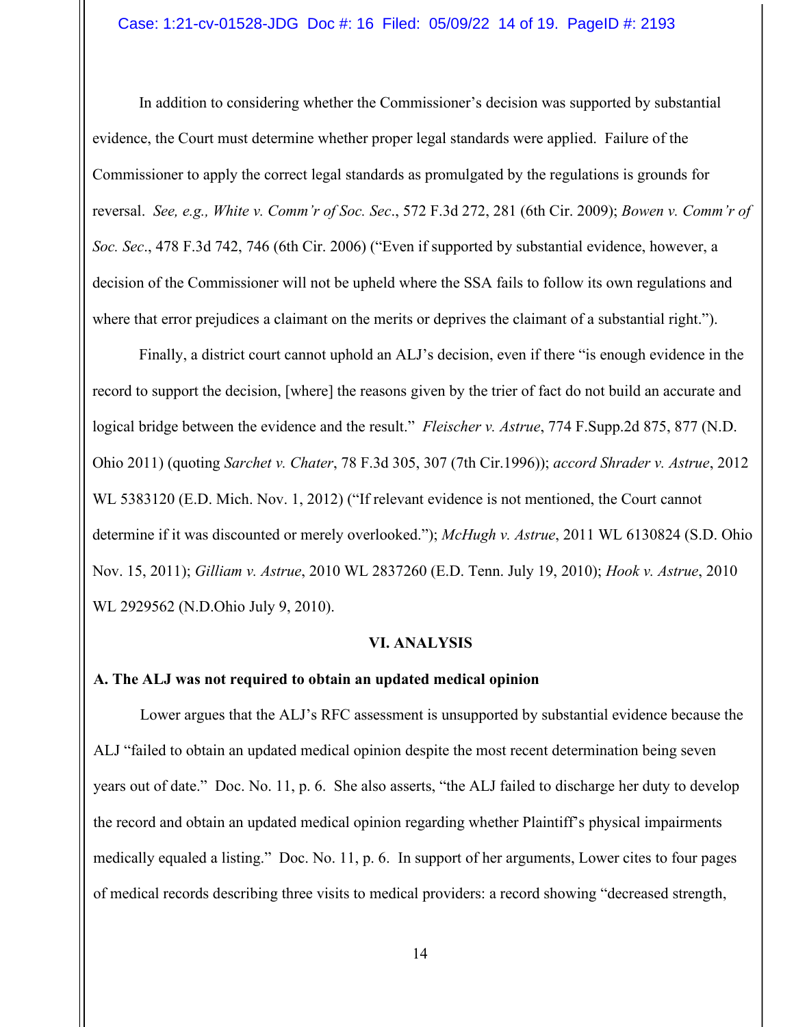In addition to considering whether the Commissioner's decision was supported by substantial evidence, the Court must determine whether proper legal standards were applied. Failure of the Commissioner to apply the correct legal standards as promulgated by the regulations is grounds for reversal. *See, e.g., White v. Comm'r of Soc. Sec*., 572 F.3d 272, 281 (6th Cir. 2009); *Bowen v. Comm'r of Soc. Sec*., 478 F.3d 742, 746 (6th Cir. 2006) ("Even if supported by substantial evidence, however, a decision of the Commissioner will not be upheld where the SSA fails to follow its own regulations and where that error prejudices a claimant on the merits or deprives the claimant of a substantial right.").

Finally, a district court cannot uphold an ALJ's decision, even if there "is enough evidence in the record to support the decision, [where] the reasons given by the trier of fact do not build an accurate and logical bridge between the evidence and the result." *Fleischer v. Astrue*, 774 F.Supp.2d 875, 877 (N.D. Ohio 2011) (quoting *Sarchet v. Chater*, 78 F.3d 305, 307 (7th Cir.1996)); *accord Shrader v. Astrue*, 2012 WL 5383120 (E.D. Mich. Nov. 1, 2012) ("If relevant evidence is not mentioned, the Court cannot determine if it was discounted or merely overlooked."); *McHugh v. Astrue*, 2011 WL 6130824 (S.D. Ohio Nov. 15, 2011); *Gilliam v. Astrue*, 2010 WL 2837260 (E.D. Tenn. July 19, 2010); *Hook v. Astrue*, 2010 WL 2929562 (N.D.Ohio July 9, 2010).

## VI. ANALYSIS

### A. The ALJ was not required to obtain an updated medical opinion

Lower argues that the ALJ's RFC assessment is unsupported by substantial evidence because the ALJ "failed to obtain an updated medical opinion despite the most recent determination being seven years out of date." Doc. No. 11, p. 6. She also asserts, "the ALJ failed to discharge her duty to develop the record and obtain an updated medical opinion regarding whether Plaintiff's physical impairments medically equaled a listing." Doc. No. 11, p. 6. In support of her arguments, Lower cites to four pages of medical records describing three visits to medical providers: a record showing "decreased strength,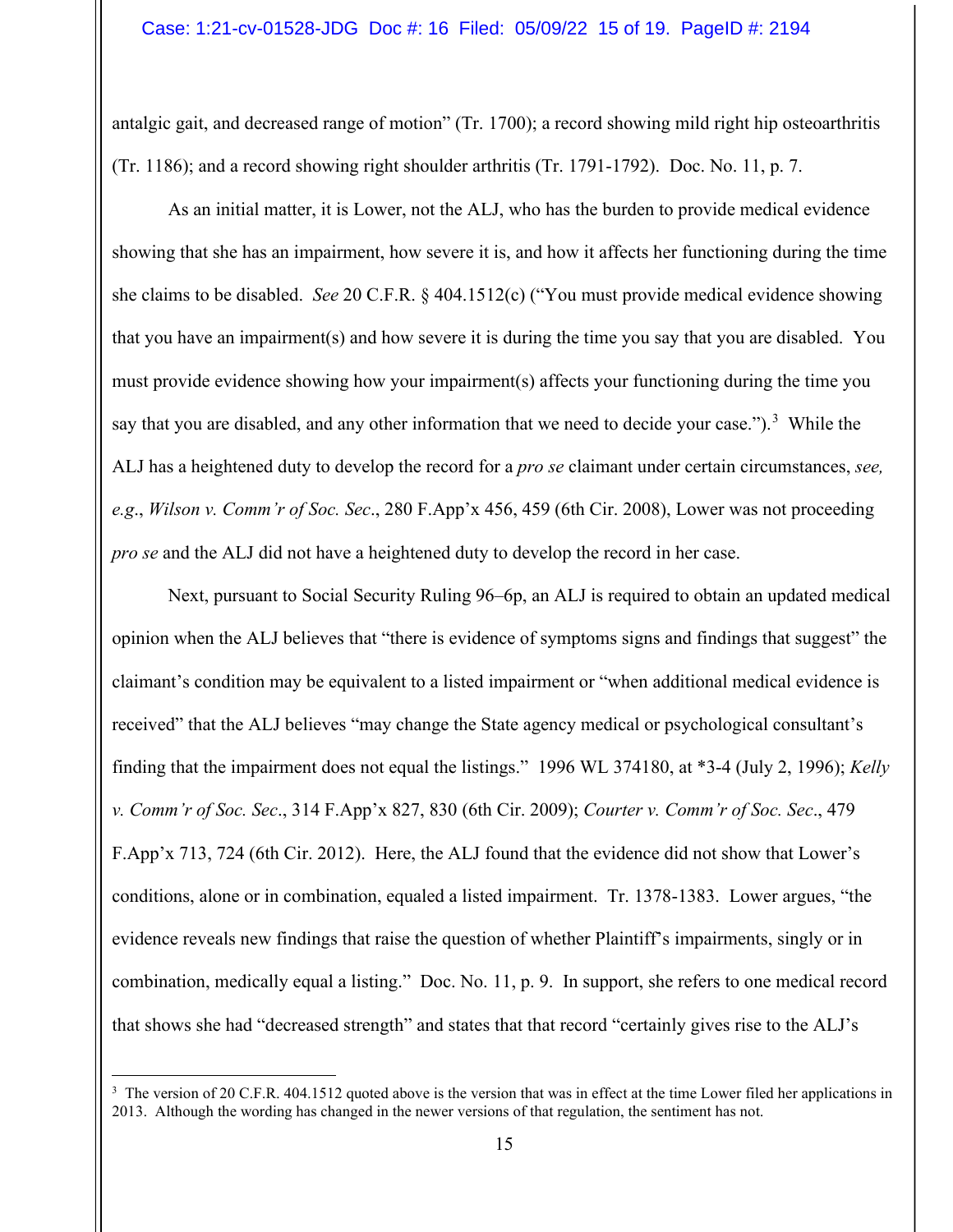antalgic gait, and decreased range of motion" (Tr. 1700); a record showing mild right hip osteoarthritis (Tr. 1186); and a record showing right shoulder arthritis (Tr. 1791-1792). Doc. No. 11, p. 7.

As an initial matter, it is Lower, not the ALJ, who has the burden to provide medical evidence showing that she has an impairment, how severe it is, and how it affects her functioning during the time she claims to be disabled. *See* 20 C.F.R. § 404.1512(c) ("You must provide medical evidence showing that you have an impairment(s) and how severe it is during the time you say that you are disabled. You must provide evidence showing how your impairment(s) affects your functioning during the time you say that you are disabled, and any other information that we need to decide your case.").[3] While the ALJ has a heightened duty to develop the record for a *pro se* claimant under certain circumstances, *see, e.g.*, *Wilson v. Comm'r of Soc. Sec.*, 280 F.App'x 456, 459 (6th Cir. 2008), Lower was not proceeding *pro se* and the ALJ did not have a heightened duty to develop the record in her case.

Next, pursuant to Social Security Ruling 96–6p, an ALJ is required to obtain an updated medical opinion when the ALJ believes that "there is evidence of symptoms signs and findings that suggest" the claimant's condition may be equivalent to a listed impairment or "when additional medical evidence is received" that the ALJ believes "may change the State agency medical or psychological consultant's finding that the impairment does not equal the listings." 1996 WL 374180, at *3-4 (July 2, 1996); *Kelly v. Comm'r of Soc. Sec.*, 314 F.App'x 827, 830 (6th Cir. 2009); *Courter v. Comm'r of Soc. Sec.*, 479 F.App'x 713, 724 (6th Cir. 2012). Here, the ALJ found that the evidence did not show that Lower's conditions, alone or in combination, equaled a listed impairment. Tr. 1378-1383. Lower argues, "the evidence reveals new findings that raise the question of whether Plaintiff's impairments, singly or in combination, medically equal a listing." Doc. No. 11, p. 9. In support, she refers to one medical record that shows she had "decreased strength" and states that that record "certainly gives rise to the ALJ's

[3] The version of 20 C.F.R. 404.1512 quoted above is the version that was in effect at the time Lower filed her applications in 2013. Although the wording has changed in the newer versions of that regulation, the sentiment has not.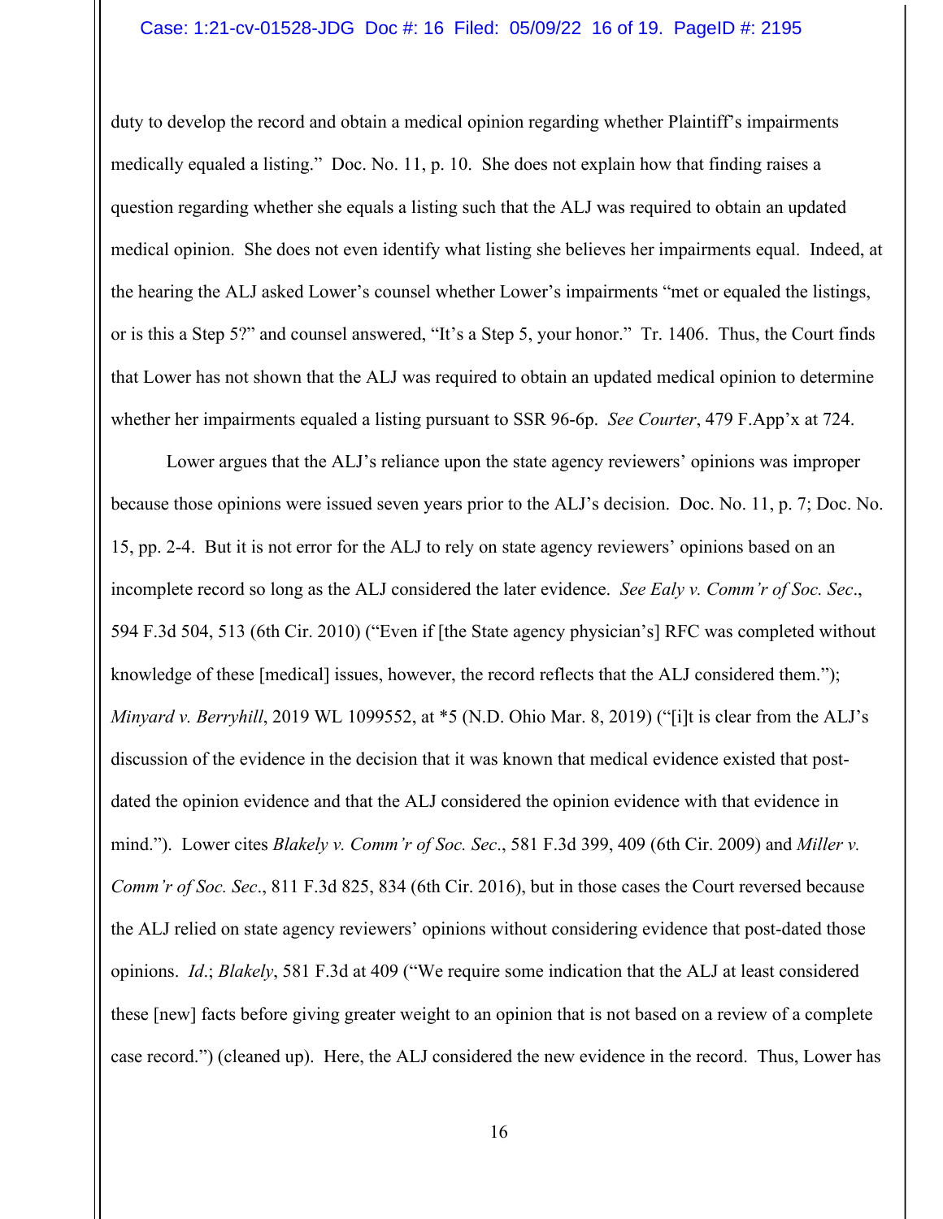duty to develop the record and obtain a medical opinion regarding whether Plaintiff's impairments medically equaled a listing." Doc. No. 11, p. 10. She does not explain how that finding raises a question regarding whether she equals a listing such that the ALJ was required to obtain an updated medical opinion. She does not even identify what listing she believes her impairments equal. Indeed, at the hearing the ALJ asked Lower's counsel whether Lower's impairments "met or equaled the listings, or is this a Step 5?" and counsel answered, "It's a Step 5, your honor." Tr. 1406. Thus, the Court finds that Lower has not shown that the ALJ was required to obtain an updated medical opinion to determine whether her impairments equaled a listing pursuant to SSR 96-6p. *See Courter*, 479 F.App'x at 724.

Lower argues that the ALJ's reliance upon the state agency reviewers' opinions was improper because those opinions were issued seven years prior to the ALJ's decision. Doc. No. 11, p. 7; Doc. No. 15, pp. 2-4. But it is not error for the ALJ to rely on state agency reviewers' opinions based on an incomplete record so long as the ALJ considered the later evidence. *See Ealy v. Comm'r of Soc. Sec*., 594 F.3d 504, 513 (6th Cir. 2010) ("Even if [the State agency physician's] RFC was completed without knowledge of these [medical] issues, however, the record reflects that the ALJ considered them."); *Minyard v. Berryhill*, 2019 WL 1099552, at *5 (N.D. Ohio Mar. 8, 2019) ("[i]t is clear from the ALJ's discussion of the evidence in the decision that it was known that medical evidence existed that post-dated the opinion evidence and that the ALJ considered the opinion evidence with that evidence in mind."). Lower cites *Blakely v. Comm'r of Soc. Sec*., 581 F.3d 399, 409 (6th Cir. 2009) and *Miller v. Comm'r of Soc. Sec*., 811 F.3d 825, 834 (6th Cir. 2016), but in those cases the Court reversed because the ALJ relied on state agency reviewers' opinions without considering evidence that post-dated those opinions. *Id*.; *Blakely*, 581 F.3d at 409 ("We require some indication that the ALJ at least considered these [new] facts before giving greater weight to an opinion that is not based on a review of a complete case record.") (cleaned up). Here, the ALJ considered the new evidence in the record. Thus, Lower has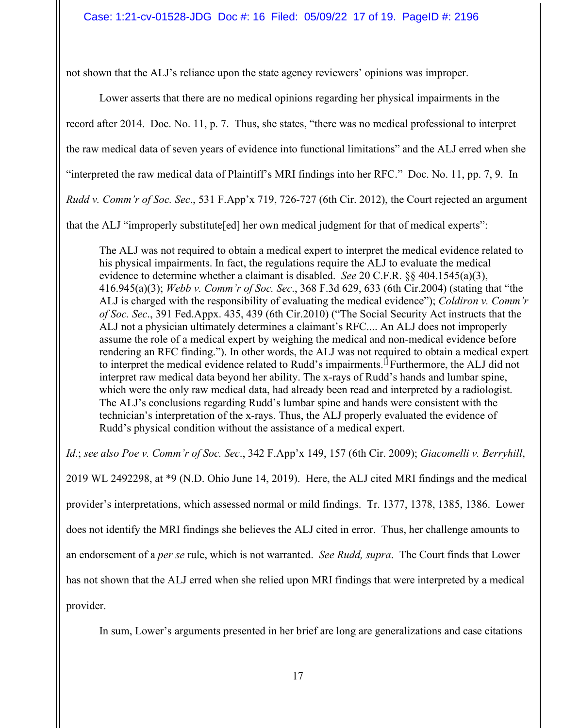not shown that the ALJ's reliance upon the state agency reviewers' opinions was improper.

Lower asserts that there are no medical opinions regarding her physical impairments in the record after 2014. Doc. No. 11, p. 7. Thus, she states, "there was no medical professional to interpret the raw medical data of seven years of evidence into functional limitations" and the ALJ erred when she "interpreted the raw medical data of Plaintiff's MRI findings into her RFC." Doc. No. 11, pp. 7, 9. In *Rudd v. Comm'r of Soc. Sec*., 531 F.App'x 719, 726-727 (6th Cir. 2012), the Court rejected an argument that the ALJ "improperly substitute[ed] her own medical judgment for that of medical experts":

> The ALJ was not required to obtain a medical expert to interpret the medical evidence related to his physical impairments. In fact, the regulations require the ALJ to evaluate the medical evidence to determine whether a claimant is disabled. *See* 20 C.F.R. §§ 404.1545(a)(3), 416.945(a)(3); *Webb v. Comm'r of Soc. Sec*., 368 F.3d 629, 633 (6th Cir.2004) (stating that "the ALJ is charged with the responsibility of evaluating the medical evidence"); *Coldiron v. Comm'r of Soc. Sec*., 391 Fed.Appx. 435, 439 (6th Cir.2010) ("The Social Security Act instructs that the ALJ not a physician ultimately determines a claimant's RFC.... An ALJ does not improperly assume the role of a medical expert by weighing the medical and non-medical evidence before rendering an RFC finding."). In other words, the ALJ was not required to obtain a medical expert to interpret the medical evidence related to Rudd's impairments.[] Furthermore, the ALJ did not interpret raw medical data beyond her ability. The x-rays of Rudd's hands and lumbar spine, which were the only raw medical data, had already been read and interpreted by a radiologist. The ALJ's conclusions regarding Rudd's lumbar spine and hands were consistent with the technician's interpretation of the x-rays. Thus, the ALJ properly evaluated the evidence of Rudd's physical condition without the assistance of a medical expert.

*Id*.; *see also Poe v. Comm'r of Soc. Sec*., 342 F.App'x 149, 157 (6th Cir. 2009); *Giacomelli v. Berryhill*, 2019 WL 2492298, at \*9 (N.D. Ohio June 14, 2019). Here, the ALJ cited MRI findings and the medical provider's interpretations, which assessed normal or mild findings. Tr. 1377, 1378, 1385, 1386. Lower does not identify the MRI findings she believes the ALJ cited in error. Thus, her challenge amounts to an endorsement of a *per se* rule, which is not warranted. *See Rudd, supra*. The Court finds that Lower has not shown that the ALJ erred when she relied upon MRI findings that were interpreted by a medical provider.

In sum, Lower's arguments presented in her brief are long are generalizations and case citations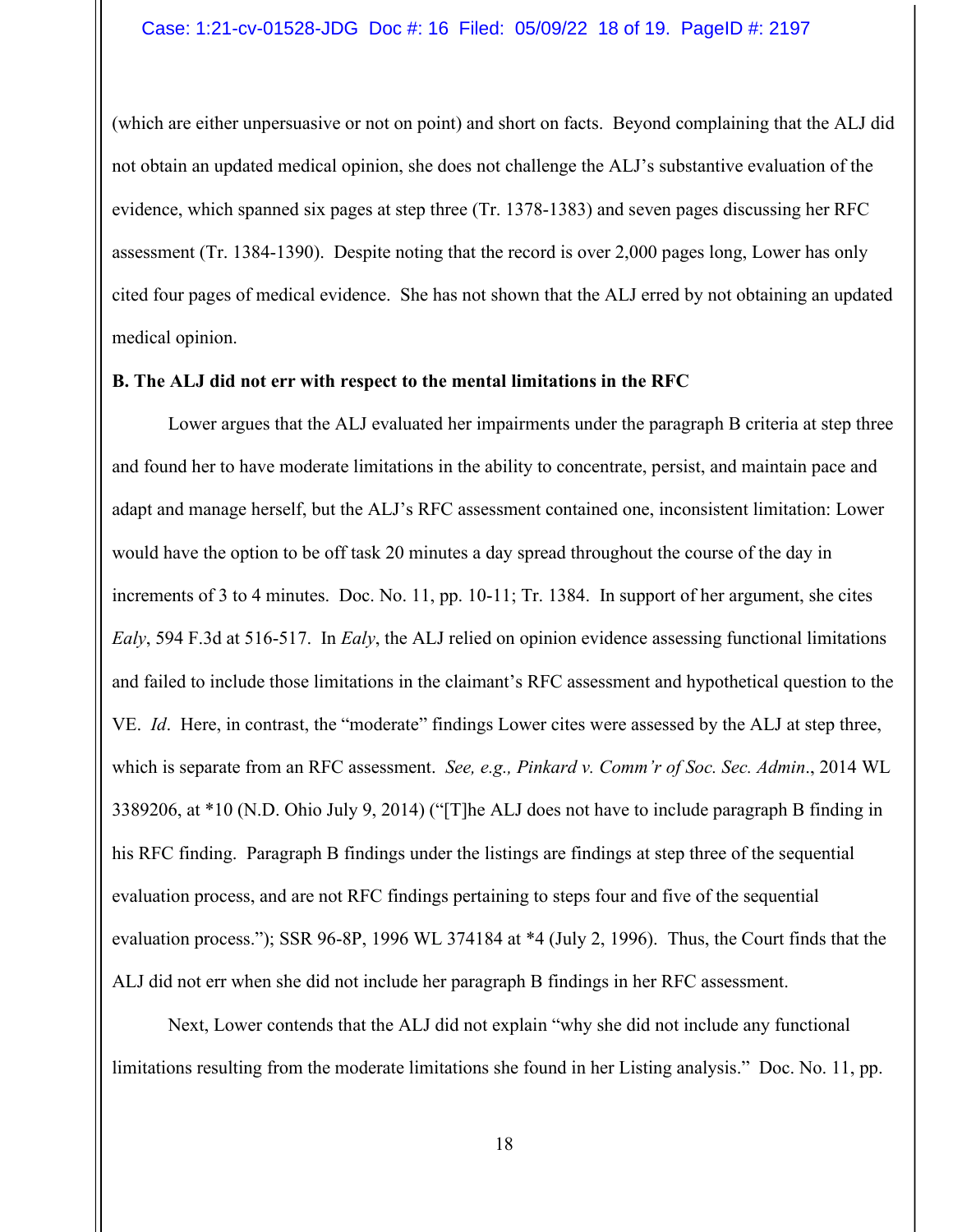(which are either unpersuasive or not on point) and short on facts. Beyond complaining that the ALJ did not obtain an updated medical opinion, she does not challenge the ALJ's substantive evaluation of the evidence, which spanned six pages at step three (Tr. 1378-1383) and seven pages discussing her RFC assessment (Tr. 1384-1390). Despite noting that the record is over 2,000 pages long, Lower has only cited four pages of medical evidence. She has not shown that the ALJ erred by not obtaining an updated medical opinion.

**B. The ALJ did not err with respect to the mental limitations in the RFC**

Lower argues that the ALJ evaluated her impairments under the paragraph B criteria at step three and found her to have moderate limitations in the ability to concentrate, persist, and maintain pace and adapt and manage herself, but the ALJ's RFC assessment contained one, inconsistent limitation: Lower would have the option to be off task 20 minutes a day spread throughout the course of the day in increments of 3 to 4 minutes. Doc. No. 11, pp. 10-11; Tr. 1384. In support of her argument, she cites *Ealy*, 594 F.3d at 516-517. In *Ealy*, the ALJ relied on opinion evidence assessing functional limitations and failed to include those limitations in the claimant's RFC assessment and hypothetical question to the VE. *Id*. Here, in contrast, the "moderate" findings Lower cites were assessed by the ALJ at step three, which is separate from an RFC assessment. *See, e.g., Pinkard v. Comm'r of Soc. Sec. Admin*., 2014 WL 3389206, at *10 (N.D. Ohio July 9, 2014) ("[T]he ALJ does not have to include paragraph B finding in his RFC finding. Paragraph B findings under the listings are findings at step three of the sequential evaluation process, and are not RFC findings pertaining to steps four and five of the sequential evaluation process."); SSR 96-8P, 1996 WL 374184 at *4 (July 2, 1996). Thus, the Court finds that the ALJ did not err when she did not include her paragraph B findings in her RFC assessment.

Next, Lower contends that the ALJ did not explain "why she did not include any functional limitations resulting from the moderate limitations she found in her Listing analysis." Doc. No. 11, pp.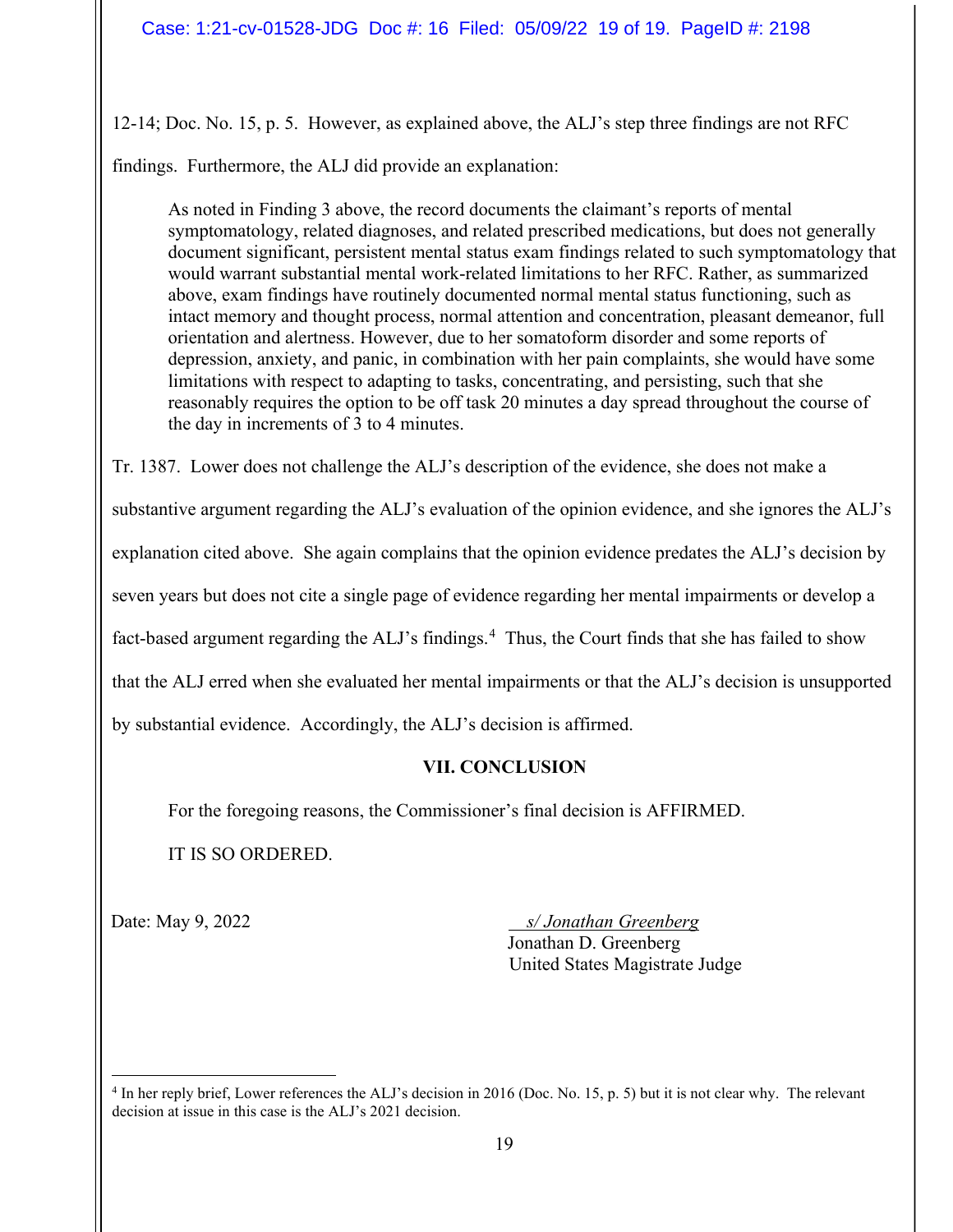12-14; Doc. No. 15, p. 5. However, as explained above, the ALJ's step three findings are not RFC findings. Furthermore, the ALJ did provide an explanation:

> As noted in Finding 3 above, the record documents the claimant's reports of mental symptomatology, related diagnoses, and related prescribed medications, but does not generally document significant, persistent mental status exam findings related to such symptomatology that would warrant substantial mental work-related limitations to her RFC. Rather, as summarized above, exam findings have routinely documented normal mental status functioning, such as intact memory and thought process, normal attention and concentration, pleasant demeanor, full orientation and alertness. However, due to her somatoform disorder and some reports of depression, anxiety, and panic, in combination with her pain complaints, she would have some limitations with respect to adapting to tasks, concentrating, and persisting, such that she reasonably requires the option to be off task 20 minutes a day spread throughout the course of the day in increments of 3 to 4 minutes.

Tr. 1387. Lower does not challenge the ALJ's description of the evidence, she does not make a substantive argument regarding the ALJ's evaluation of the opinion evidence, and she ignores the ALJ's explanation cited above. She again complains that the opinion evidence predates the ALJ's decision by seven years but does not cite a single page of evidence regarding her mental impairments or develop a fact-based argument regarding the ALJ's findings.[4] Thus, the Court finds that she has failed to show that the ALJ erred when she evaluated her mental impairments or that the ALJ's decision is unsupported by substantial evidence. Accordingly, the ALJ's decision is affirmed.

## VII. CONCLUSION

For the foregoing reasons, the Commissioner's final decision is AFFIRMED.

IT IS SO ORDERED.

Date: May 9, 2022

*s/ Jonathan Greenberg*
Jonathan D. Greenberg
United States Magistrate Judge

---

[4] In her reply brief, Lower references the ALJ's decision in 2016 (Doc. No. 15, p. 5) but it is not clear why. The relevant decision at issue in this case is the ALJ's 2021 decision.